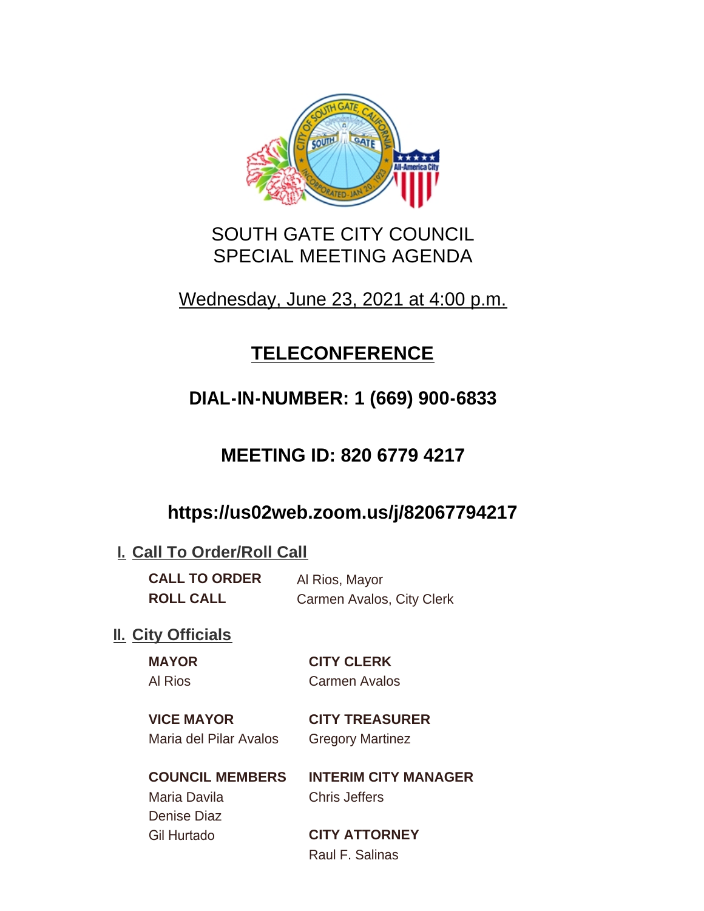# SOUTH GATE CITY COUNCIL
# SPECIAL MEETING AGENDA

Wednesday, June 23, 2021 at 4:00 p.m.

## TELECONFERENCE

## DIAL-IN-NUMBER: 1 (669) 900-6833

## MEETING ID: 820 6779 4217

## https://us02web.zoom.us/j/82067794217

### I. Call To Order/Roll Call

**CALL TO ORDER** Al Rios, Mayor
**ROLL CALL** Carmen Avalos, City Clerk

### II. City Officials

**MAYOR**
Al Rios

**VICE MAYOR**
Maria del Pilar Avalos

**COUNCIL MEMBERS**
Maria Davila
Denise Diaz
Gil Hurtado

**CITY CLERK**
Carmen Avalos

**CITY TREASURER**
Gregory Martinez

**INTERIM CITY MANAGER**
Chris Jeffers

**CITY ATTORNEY**
Raul F. Salinas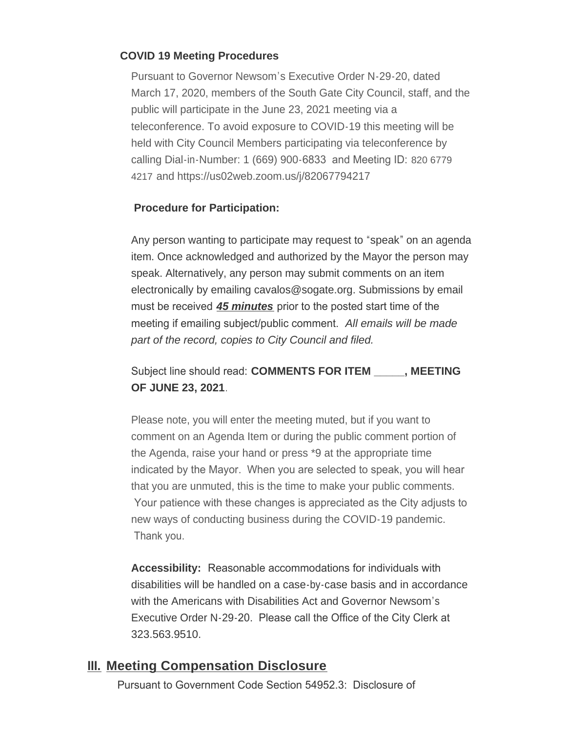**COVID 19 Meeting Procedures**

Pursuant to Governor Newsom's Executive Order N-29-20, dated March 17, 2020, members of the South Gate City Council, staff, and the public will participate in the June 23, 2021 meeting via a teleconference. To avoid exposure to COVID-19 this meeting will be held with City Council Members participating via teleconference by calling Dial-in-Number: 1 (669) 900-6833 and Meeting ID: 820 6779 4217 and https://us02web.zoom.us/j/82067794217

**Procedure for Participation:**

Any person wanting to participate may request to "speak" on an agenda item. Once acknowledged and authorized by the Mayor the person may speak. Alternatively, any person may submit comments on an item electronically by emailing cavalos@sogate.org. Submissions by email must be received ***45 minutes*** prior to the posted start time of the meeting if emailing subject/public comment. *All emails will be made part of the record, copies to City Council and filed.*

Subject line should read: **COMMENTS FOR ITEM _____, MEETING OF JUNE 23, 2021**.

Please note, you will enter the meeting muted, but if you want to comment on an Agenda Item or during the public comment portion of the Agenda, raise your hand or press *9 at the appropriate time indicated by the Mayor. When you are selected to speak, you will hear that you are unmuted, this is the time to make your public comments. Your patience with these changes is appreciated as the City adjusts to new ways of conducting business during the COVID-19 pandemic. Thank you.

**Accessibility:** Reasonable accommodations for individuals with disabilities will be handled on a case-by-case basis and in accordance with the Americans with Disabilities Act and Governor Newsom's Executive Order N-29-20. Please call the Office of the City Clerk at 323.563.9510.

## III. Meeting Compensation Disclosure

Pursuant to Government Code Section 54952.3: Disclosure of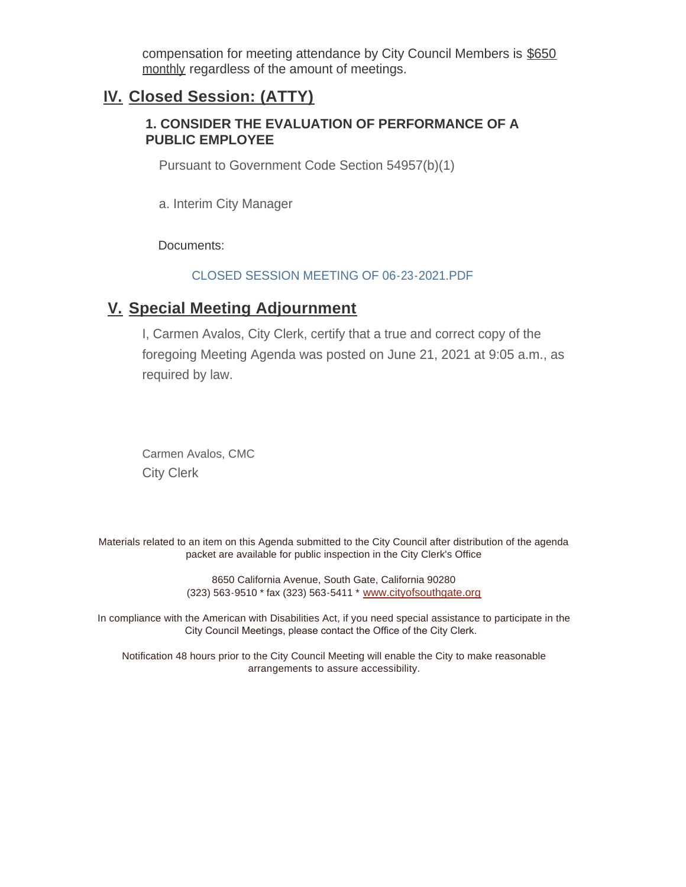compensation for meeting attendance by City Council Members is $650 monthly regardless of the amount of meetings.

## IV. Closed Session: (ATTY)

### 1. CONSIDER THE EVALUATION OF PERFORMANCE OF A PUBLIC EMPLOYEE

Pursuant to Government Code Section 54957(b)(1)

a. Interim City Manager

Documents:

CLOSED SESSION MEETING OF 06-23-2021.PDF

## V. Special Meeting Adjournment

I, Carmen Avalos, City Clerk, certify that a true and correct copy of the foregoing Meeting Agenda was posted on June 21, 2021 at 9:05 a.m., as required by law.

Carmen Avalos, CMC
City Clerk

Materials related to an item on this Agenda submitted to the City Council after distribution of the agenda packet are available for public inspection in the City Clerk's Office

8650 California Avenue, South Gate, California 90280
(323) 563-9510 * fax (323) 563-5411 * www.cityofsouthgate.org

In compliance with the American with Disabilities Act, if you need special assistance to participate in the City Council Meetings, please contact the Office of the City Clerk.

Notification 48 hours prior to the City Council Meeting will enable the City to make reasonable arrangements to assure accessibility.